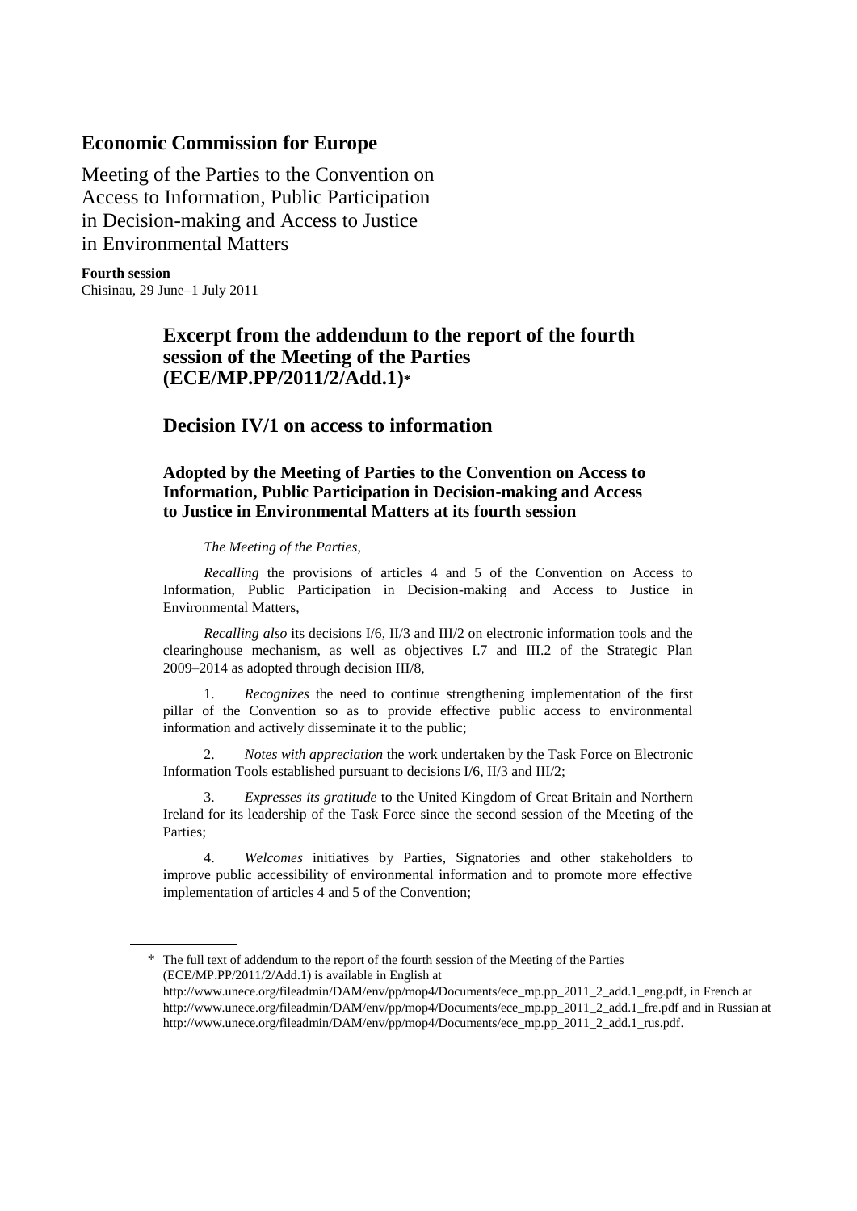# Economic Commission for Europe

Meeting of the Parties to the Convention on Access to Information, Public Participation in Decision-making and Access to Justice in Environmental Matters

**Fourth session**
Chisinau, 29 June–1 July 2011

## Excerpt from the addendum to the report of the fourth session of the Meeting of the Parties (ECE/MP.PP/2011/2/Add.1)*

## Decision IV/1 on access to information

### Adopted by the Meeting of Parties to the Convention on Access to Information, Public Participation in Decision-making and Access to Justice in Environmental Matters at its fourth session

*The Meeting of the Parties*,

*Recalling* the provisions of articles 4 and 5 of the Convention on Access to Information, Public Participation in Decision-making and Access to Justice in Environmental Matters,

*Recalling also* its decisions I/6, II/3 and III/2 on electronic information tools and the clearinghouse mechanism, as well as objectives I.7 and III.2 of the Strategic Plan 2009–2014 as adopted through decision III/8,

1. *Recognizes* the need to continue strengthening implementation of the first pillar of the Convention so as to provide effective public access to environmental information and actively disseminate it to the public;

2. *Notes with appreciation* the work undertaken by the Task Force on Electronic Information Tools established pursuant to decisions I/6, II/3 and III/2;

3. *Expresses its gratitude* to the United Kingdom of Great Britain and Northern Ireland for its leadership of the Task Force since the second session of the Meeting of the Parties;

4. *Welcomes* initiatives by Parties, Signatories and other stakeholders to improve public accessibility of environmental information and to promote more effective implementation of articles 4 and 5 of the Convention;

---

\* The full text of addendum to the report of the fourth session of the Meeting of the Parties (ECE/MP.PP/2011/2/Add.1) is available in English at http://www.unece.org/fileadmin/DAM/env/pp/mop4/Documents/ece_mp.pp_2011_2_add.1_eng.pdf, in French at http://www.unece.org/fileadmin/DAM/env/pp/mop4/Documents/ece_mp.pp_2011_2_add.1_fre.pdf and in Russian at http://www.unece.org/fileadmin/DAM/env/pp/mop4/Documents/ece_mp.pp_2011_2_add.1_rus.pdf.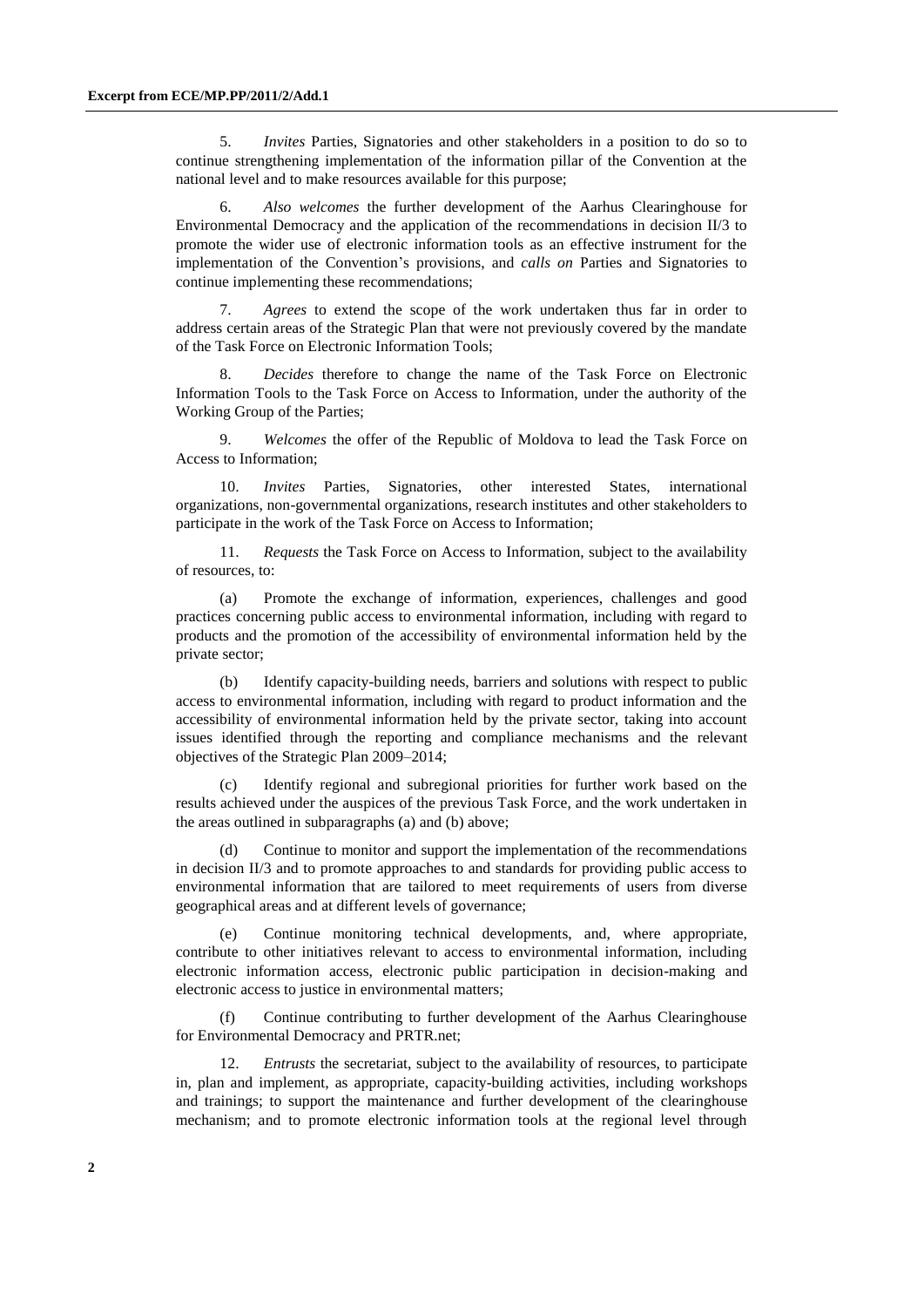5. *Invites* Parties, Signatories and other stakeholders in a position to do so to continue strengthening implementation of the information pillar of the Convention at the national level and to make resources available for this purpose;

6. *Also welcomes* the further development of the Aarhus Clearinghouse for Environmental Democracy and the application of the recommendations in decision II/3 to promote the wider use of electronic information tools as an effective instrument for the implementation of the Convention's provisions, and *calls on* Parties and Signatories to continue implementing these recommendations;

7. *Agrees* to extend the scope of the work undertaken thus far in order to address certain areas of the Strategic Plan that were not previously covered by the mandate of the Task Force on Electronic Information Tools;

8. *Decides* therefore to change the name of the Task Force on Electronic Information Tools to the Task Force on Access to Information, under the authority of the Working Group of the Parties;

9. *Welcomes* the offer of the Republic of Moldova to lead the Task Force on Access to Information;

10. *Invites* Parties, Signatories, other interested States, international organizations, non-governmental organizations, research institutes and other stakeholders to participate in the work of the Task Force on Access to Information;

11. *Requests* the Task Force on Access to Information, subject to the availability of resources, to:

(a) Promote the exchange of information, experiences, challenges and good practices concerning public access to environmental information, including with regard to products and the promotion of the accessibility of environmental information held by the private sector;

(b) Identify capacity-building needs, barriers and solutions with respect to public access to environmental information, including with regard to product information and the accessibility of environmental information held by the private sector, taking into account issues identified through the reporting and compliance mechanisms and the relevant objectives of the Strategic Plan 2009–2014;

(c) Identify regional and subregional priorities for further work based on the results achieved under the auspices of the previous Task Force, and the work undertaken in the areas outlined in subparagraphs (a) and (b) above;

(d) Continue to monitor and support the implementation of the recommendations in decision II/3 and to promote approaches to and standards for providing public access to environmental information that are tailored to meet requirements of users from diverse geographical areas and at different levels of governance;

(e) Continue monitoring technical developments, and, where appropriate, contribute to other initiatives relevant to access to environmental information, including electronic information access, electronic public participation in decision-making and electronic access to justice in environmental matters;

(f) Continue contributing to further development of the Aarhus Clearinghouse for Environmental Democracy and PRTR.net;

12. *Entrusts* the secretariat, subject to the availability of resources, to participate in, plan and implement, as appropriate, capacity-building activities, including workshops and trainings; to support the maintenance and further development of the clearinghouse mechanism; and to promote electronic information tools at the regional level through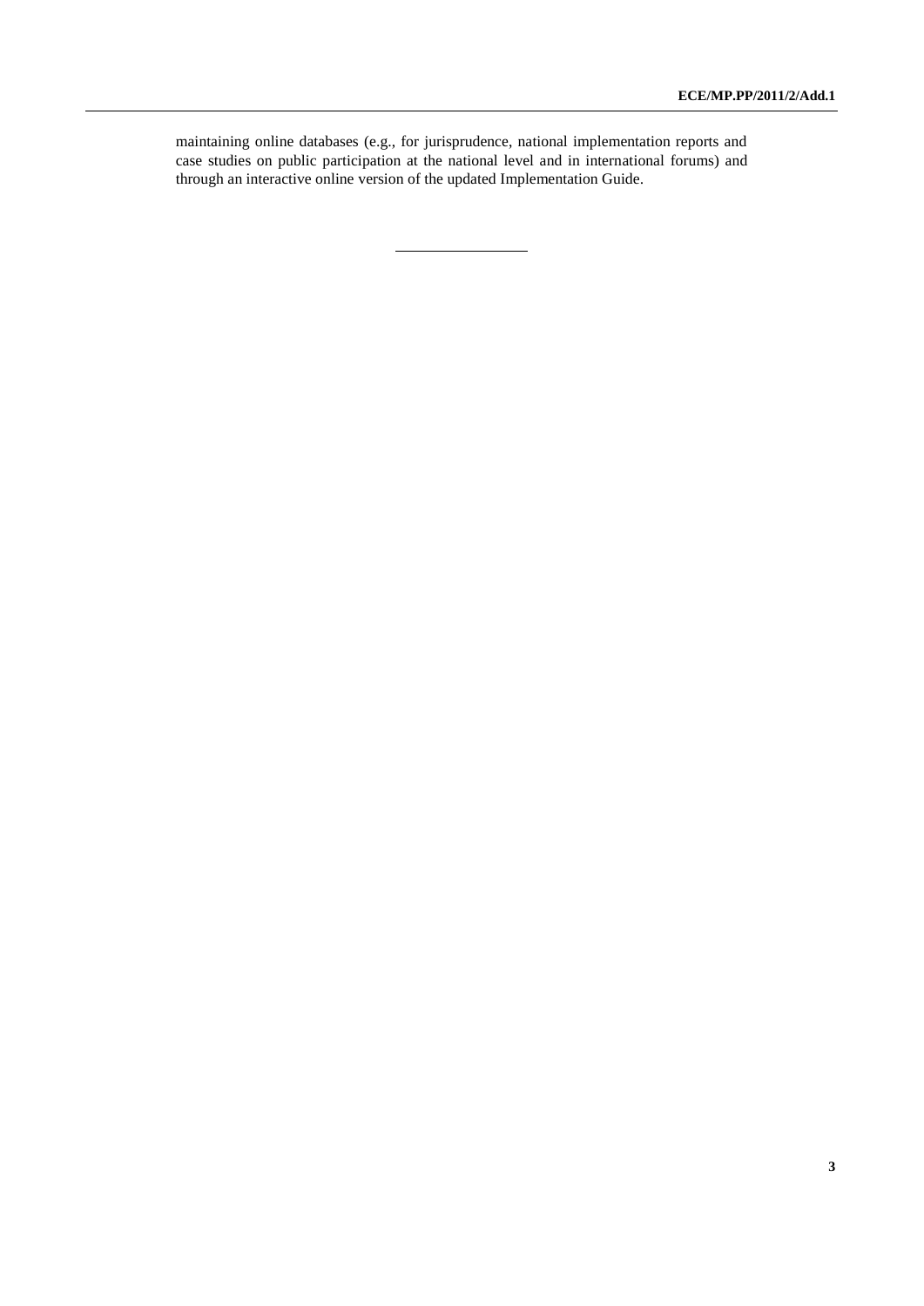maintaining online databases (e.g., for jurisprudence, national implementation reports and case studies on public participation at the national level and in international forums) and through an interactive online version of the updated Implementation Guide.